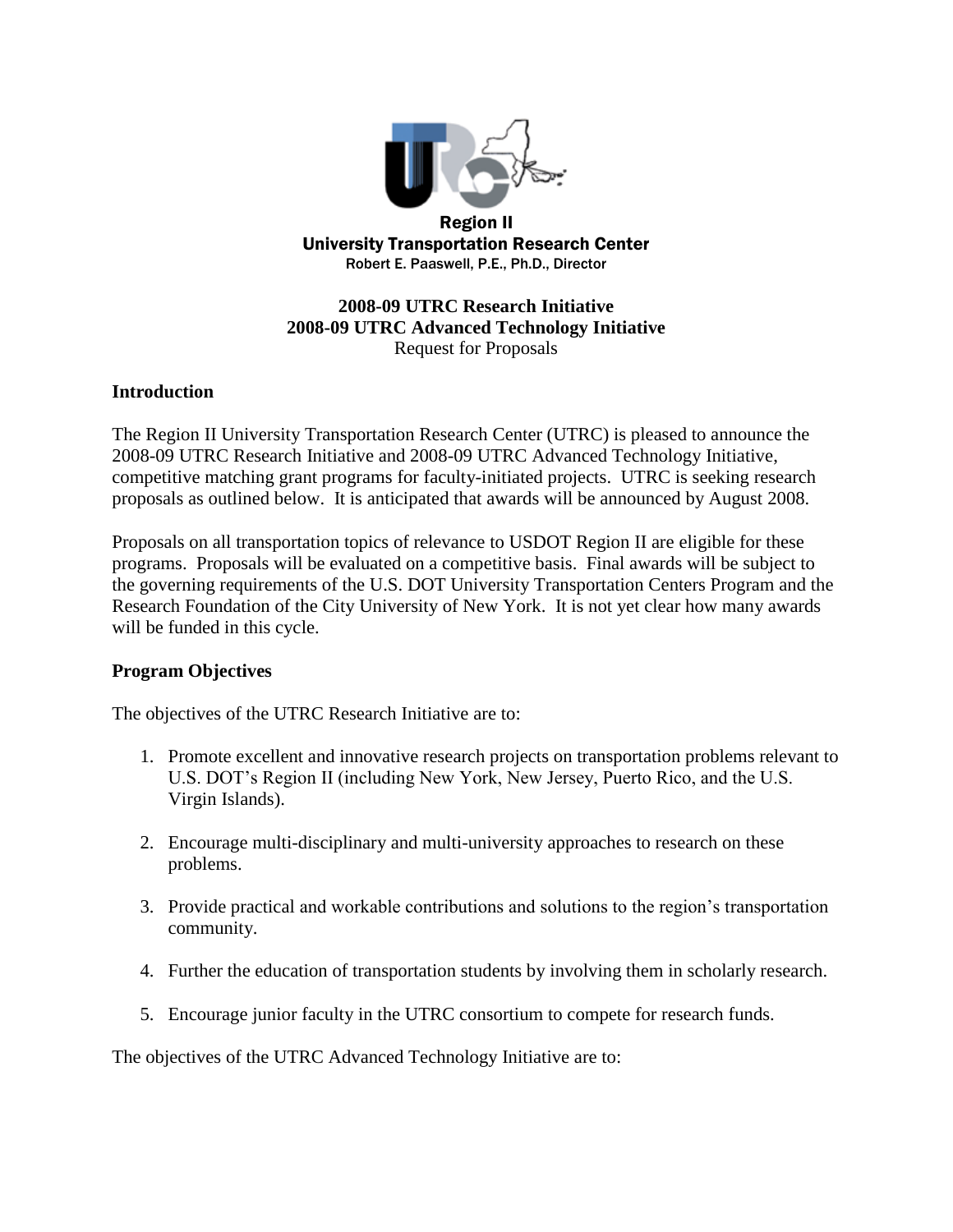**Region II**
**University Transportation Research Center**
Robert E. Paaswell, P.E., Ph.D., Director

# 2008-09 UTRC Research Initiative
# 2008-09 UTRC Advanced Technology Initiative
Request for Proposals

## Introduction

The Region II University Transportation Research Center (UTRC) is pleased to announce the 2008-09 UTRC Research Initiative and 2008-09 UTRC Advanced Technology Initiative, competitive matching grant programs for faculty-initiated projects. UTRC is seeking research proposals as outlined below. It is anticipated that awards will be announced by August 2008.

Proposals on all transportation topics of relevance to USDOT Region II are eligible for these programs. Proposals will be evaluated on a competitive basis. Final awards will be subject to the governing requirements of the U.S. DOT University Transportation Centers Program and the Research Foundation of the City University of New York. It is not yet clear how many awards will be funded in this cycle.

## Program Objectives

The objectives of the UTRC Research Initiative are to:

1. Promote excellent and innovative research projects on transportation problems relevant to U.S. DOT's Region II (including New York, New Jersey, Puerto Rico, and the U.S. Virgin Islands).

2. Encourage multi-disciplinary and multi-university approaches to research on these problems.

3. Provide practical and workable contributions and solutions to the region's transportation community.

4. Further the education of transportation students by involving them in scholarly research.

5. Encourage junior faculty in the UTRC consortium to compete for research funds.

The objectives of the UTRC Advanced Technology Initiative are to: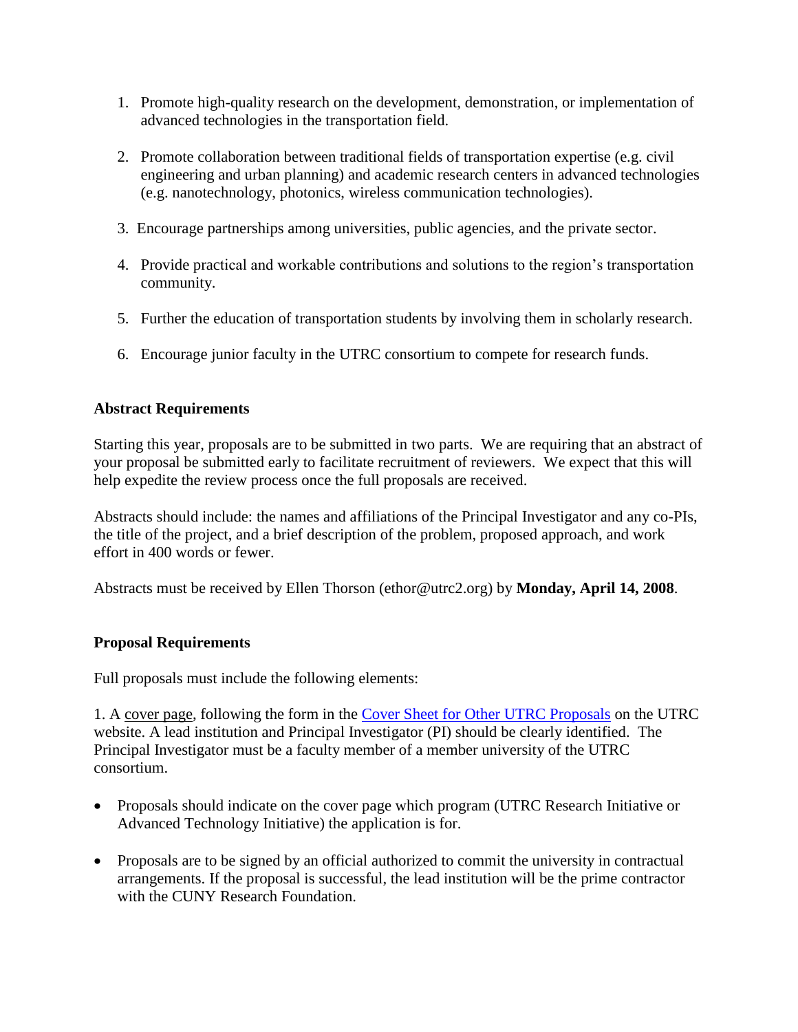1. Promote high-quality research on the development, demonstration, or implementation of advanced technologies in the transportation field.

2. Promote collaboration between traditional fields of transportation expertise (e.g. civil engineering and urban planning) and academic research centers in advanced technologies (e.g. nanotechnology, photonics, wireless communication technologies).

3. Encourage partnerships among universities, public agencies, and the private sector.

4. Provide practical and workable contributions and solutions to the region's transportation community.

5. Further the education of transportation students by involving them in scholarly research.

6. Encourage junior faculty in the UTRC consortium to compete for research funds.

**Abstract Requirements**

Starting this year, proposals are to be submitted in two parts. We are requiring that an abstract of your proposal be submitted early to facilitate recruitment of reviewers. We expect that this will help expedite the review process once the full proposals are received.

Abstracts should include: the names and affiliations of the Principal Investigator and any co-PIs, the title of the project, and a brief description of the problem, proposed approach, and work effort in 400 words or fewer.

Abstracts must be received by Ellen Thorson (ethor@utrc2.org) by **Monday, April 14, 2008**.

**Proposal Requirements**

Full proposals must include the following elements:

1. A cover page, following the form in the Cover Sheet for Other UTRC Proposals on the UTRC website. A lead institution and Principal Investigator (PI) should be clearly identified. The Principal Investigator must be a faculty member of a member university of the UTRC consortium.

- Proposals should indicate on the cover page which program (UTRC Research Initiative or Advanced Technology Initiative) the application is for.

- Proposals are to be signed by an official authorized to commit the university in contractual arrangements. If the proposal is successful, the lead institution will be the prime contractor with the CUNY Research Foundation.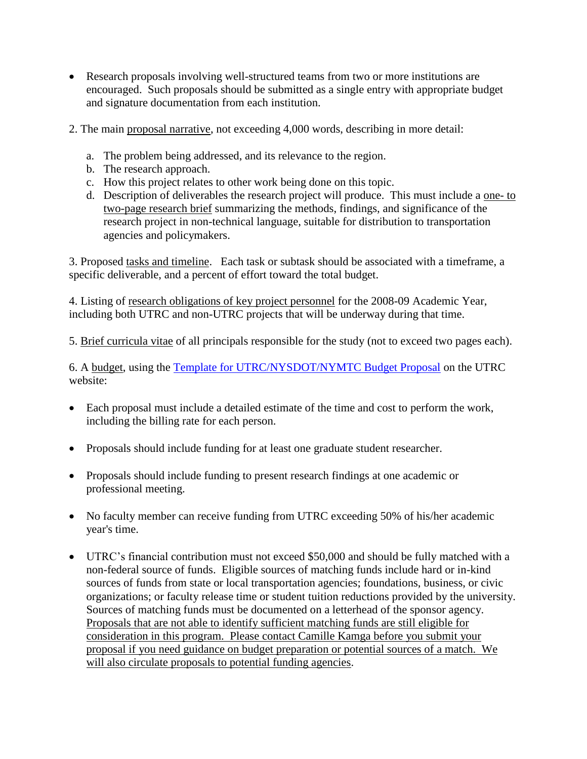- Research proposals involving well-structured teams from two or more institutions are encouraged. Such proposals should be submitted as a single entry with appropriate budget and signature documentation from each institution.

2. The main <u>proposal narrative</u>, not exceeding 4,000 words, describing in more detail:

   a. The problem being addressed, and its relevance to the region.
   b. The research approach.
   c. How this project relates to other work being done on this topic.
   d. Description of deliverables the research project will produce. This must include a <u>one- to two-page research brief</u> summarizing the methods, findings, and significance of the research project in non-technical language, suitable for distribution to transportation agencies and policymakers.

3. Proposed <u>tasks and timeline</u>. Each task or subtask should be associated with a timeframe, a specific deliverable, and a percent of effort toward the total budget.

4. Listing of <u>research obligations of key project personnel</u> for the 2008-09 Academic Year, including both UTRC and non-UTRC projects that will be underway during that time.

5. <u>Brief curricula vitae</u> of all principals responsible for the study (not to exceed two pages each).

6. A <u>budget</u>, using the [Template for UTRC/NYSDOT/NYMTC Budget Proposal] on the UTRC website:

- Each proposal must include a detailed estimate of the time and cost to perform the work, including the billing rate for each person.

- Proposals should include funding for at least one graduate student researcher.

- Proposals should include funding to present research findings at one academic or professional meeting.

- No faculty member can receive funding from UTRC exceeding 50% of his/her academic year's time.

- UTRC's financial contribution must not exceed $50,000 and should be fully matched with a non-federal source of funds. Eligible sources of matching funds include hard or in-kind sources of funds from state or local transportation agencies; foundations, business, or civic organizations; or faculty release time or student tuition reductions provided by the university. Sources of matching funds must be documented on a letterhead of the sponsor agency. <u>Proposals that are not able to identify sufficient matching funds are still eligible for consideration in this program. Please contact Camille Kamga before you submit your proposal if you need guidance on budget preparation or potential sources of a match. We will also circulate proposals to potential funding agencies</u>.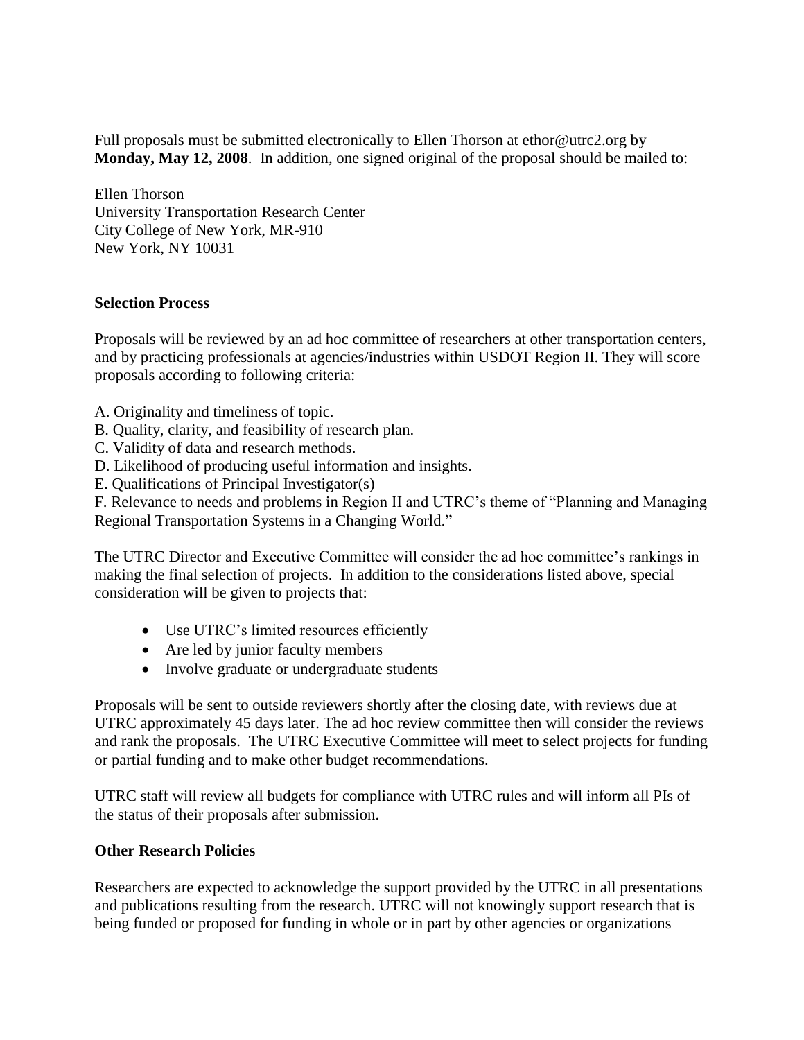Full proposals must be submitted electronically to Ellen Thorson at ethor@utrc2.org by **Monday, May 12, 2008**. In addition, one signed original of the proposal should be mailed to:

Ellen Thorson
University Transportation Research Center
City College of New York, MR-910
New York, NY 10031

**Selection Process**

Proposals will be reviewed by an ad hoc committee of researchers at other transportation centers, and by practicing professionals at agencies/industries within USDOT Region II. They will score proposals according to following criteria:

A. Originality and timeliness of topic.
B. Quality, clarity, and feasibility of research plan.
C. Validity of data and research methods.
D. Likelihood of producing useful information and insights.
E. Qualifications of Principal Investigator(s)
F. Relevance to needs and problems in Region II and UTRC's theme of "Planning and Managing Regional Transportation Systems in a Changing World."

The UTRC Director and Executive Committee will consider the ad hoc committee's rankings in making the final selection of projects. In addition to the considerations listed above, special consideration will be given to projects that:

- Use UTRC's limited resources efficiently
- Are led by junior faculty members
- Involve graduate or undergraduate students

Proposals will be sent to outside reviewers shortly after the closing date, with reviews due at UTRC approximately 45 days later. The ad hoc review committee then will consider the reviews and rank the proposals. The UTRC Executive Committee will meet to select projects for funding or partial funding and to make other budget recommendations.

UTRC staff will review all budgets for compliance with UTRC rules and will inform all PIs of the status of their proposals after submission.

**Other Research Policies**

Researchers are expected to acknowledge the support provided by the UTRC in all presentations and publications resulting from the research. UTRC will not knowingly support research that is being funded or proposed for funding in whole or in part by other agencies or organizations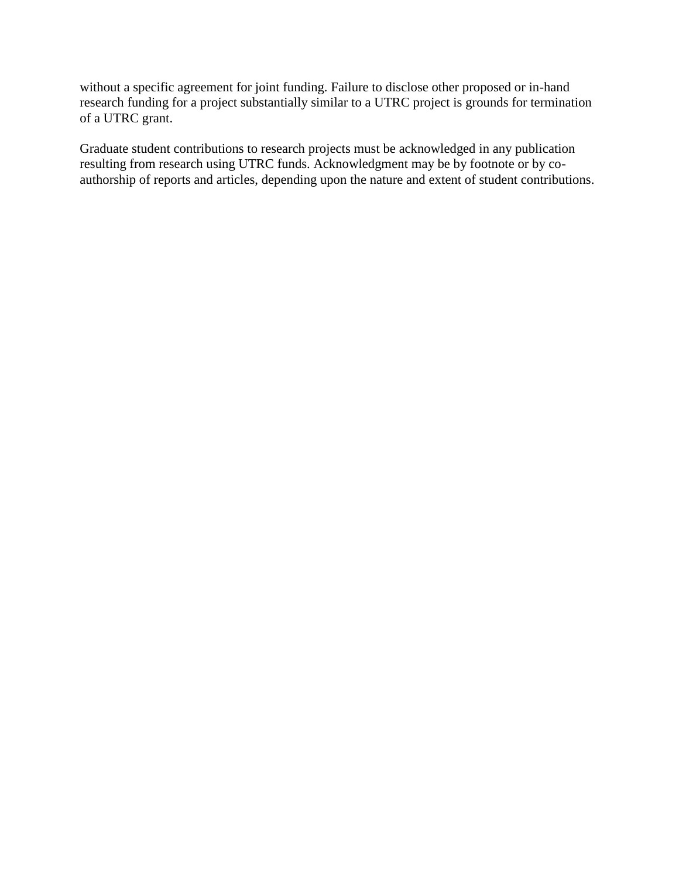without a specific agreement for joint funding. Failure to disclose other proposed or in-hand research funding for a project substantially similar to a UTRC project is grounds for termination of a UTRC grant.

Graduate student contributions to research projects must be acknowledged in any publication resulting from research using UTRC funds. Acknowledgment may be by footnote or by co-authorship of reports and articles, depending upon the nature and extent of student contributions.